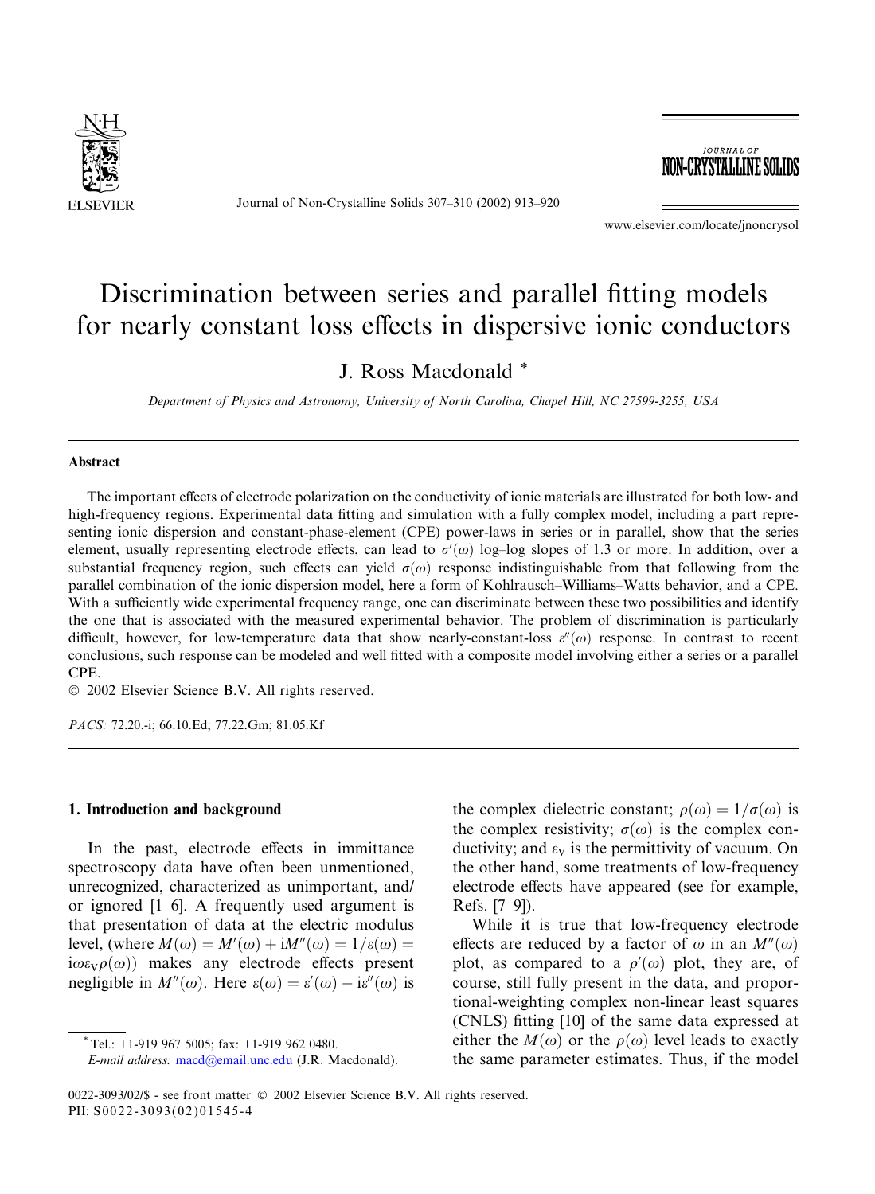# Discrimination between series and parallel fitting models for nearly constant loss effects in dispersive ionic conductors

J. Ross Macdonald *

*Department of Physics and Astronomy, University of North Carolina, Chapel Hill, NC 27599-3255, USA*

## Abstract

The important effects of electrode polarization on the conductivity of ionic materials are illustrated for both low- and high-frequency regions. Experimental data fitting and simulation with a fully complex model, including a part representing ionic dispersion and constant-phase-element (CPE) power-laws in series or in parallel, show that the series element, usually representing electrode effects, can lead to $\sigma'(\omega)$ log–log slopes of 1.3 or more. In addition, over a substantial frequency region, such effects can yield $\sigma(\omega)$ response indistinguishable from that following from the parallel combination of the ionic dispersion model, here a form of Kohlrausch–Williams–Watts behavior, and a CPE. With a sufficiently wide experimental frequency range, one can discriminate between these two possibilities and identify the one that is associated with the measured experimental behavior. The problem of discrimination is particularly difficult, however, for low-temperature data that show nearly-constant-loss $\varepsilon''(\omega)$ response. In contrast to recent conclusions, such response can be modeled and well fitted with a composite model involving either a series or a parallel CPE.

© 2002 Elsevier Science B.V. All rights reserved.

*PACS:* 72.20.-i; 66.10.Ed; 77.22.Gm; 81.05.Kf

## 1. Introduction and background

In the past, electrode effects in immittance spectroscopy data have often been unmentioned, unrecognized, characterized as unimportant, and/or ignored [1–6]. A frequently used argument is that presentation of data at the electric modulus level, (where $M(\omega) = M'(\omega) + iM''(\omega) = 1/\varepsilon(\omega) = i\omega\varepsilon_V\rho(\omega)$) makes any electrode effects present negligible in $M''(\omega)$. Here $\varepsilon(\omega) = \varepsilon'(\omega) - i\varepsilon''(\omega)$ is the complex dielectric constant; $\rho(\omega) = 1/\sigma(\omega)$ is the complex resistivity; $\sigma(\omega)$ is the complex conductivity; and $\varepsilon_V$ is the permittivity of vacuum. On the other hand, some treatments of low-frequency electrode effects have appeared (see for example, Refs. [7–9]).

While it is true that low-frequency electrode effects are reduced by a factor of $\omega$ in an $M''(\omega)$ plot, as compared to a $\rho'(\omega)$ plot, they are, of course, still fully present in the data, and proportional-weighting complex non-linear least squares (CNLS) fitting [10] of the same data expressed at either the $M(\omega)$ or the $\rho(\omega)$ level leads to exactly the same parameter estimates. Thus, if the model

* Tel.: +1-919 967 5005; fax: +1-919 962 0480.
*E-mail address:* macd@email.unc.edu (J.R. Macdonald).

0022-3093/02/$ - see front matter © 2002 Elsevier Science B.V. All rights reserved.
PII: S0022-3093(02)01545-4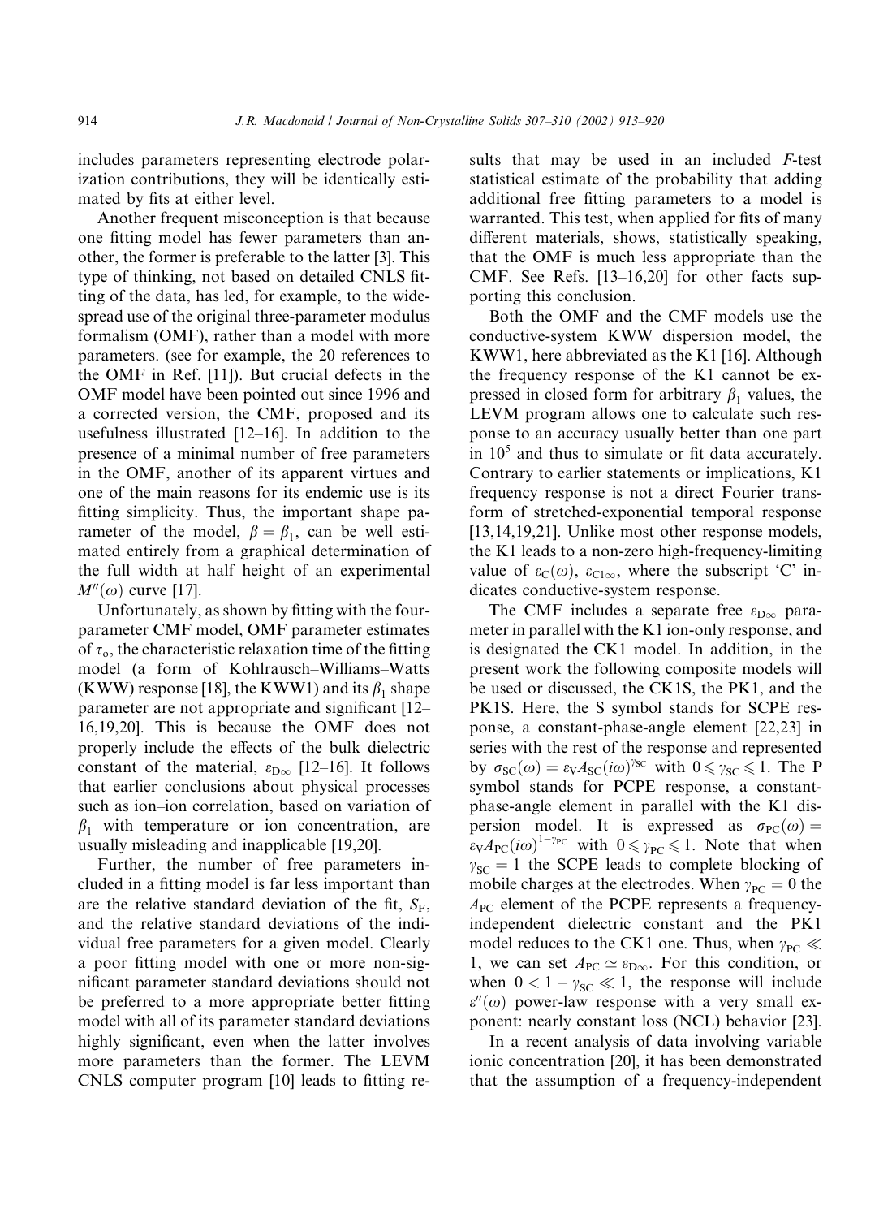includes parameters representing electrode polarization contributions, they will be identically estimated by fits at either level.

Another frequent misconception is that because one fitting model has fewer parameters than another, the former is preferable to the latter [3]. This type of thinking, not based on detailed CNLS fitting of the data, has led, for example, to the widespread use of the original three-parameter modulus formalism (OMF), rather than a model with more parameters. (see for example, the 20 references to the OMF in Ref. [11]). But crucial defects in the OMF model have been pointed out since 1996 and a corrected version, the CMF, proposed and its usefulness illustrated [12–16]. In addition to the presence of a minimal number of free parameters in the OMF, another of its apparent virtues and one of the main reasons for its endemic use is its fitting simplicity. Thus, the important shape parameter of the model, $\beta = \beta_1$, can be well estimated entirely from a graphical determination of the full width at half height of an experimental $M''(\omega)$ curve [17].

Unfortunately, as shown by fitting with the four-parameter CMF model, OMF parameter estimates of $\tau_o$, the characteristic relaxation time of the fitting model (a form of Kohlrausch–Williams–Watts (KWW) response [18], the KWW1) and its $\beta_1$ shape parameter are not appropriate and significant [12–16,19,20]. This is because the OMF does not properly include the effects of the bulk dielectric constant of the material, $\varepsilon_{D\infty}$ [12–16]. It follows that earlier conclusions about physical processes such as ion–ion correlation, based on variation of $\beta_1$ with temperature or ion concentration, are usually misleading and inapplicable [19,20].

Further, the number of free parameters included in a fitting model is far less important than are the relative standard deviation of the fit, $S_F$, and the relative standard deviations of the individual free parameters for a given model. Clearly a poor fitting model with one or more non-significant parameter standard deviations should not be preferred to a more appropriate better fitting model with all of its parameter standard deviations highly significant, even when the latter involves more parameters than the former. The LEVM CNLS computer program [10] leads to fitting results that may be used in an included $F$-test statistical estimate of the probability that adding additional free fitting parameters to a model is warranted. This test, when applied for fits of many different materials, shows, statistically speaking, that the OMF is much less appropriate than the CMF. See Refs. [13–16,20] for other facts supporting this conclusion.

Both the OMF and the CMF models use the conductive-system KWW dispersion model, the KWW1, here abbreviated as the K1 [16]. Although the frequency response of the K1 cannot be expressed in closed form for arbitrary $\beta_1$ values, the LEVM program allows one to calculate such response to an accuracy usually better than one part in $10^5$ and thus to simulate or fit data accurately. Contrary to earlier statements or implications, K1 frequency response is not a direct Fourier transform of stretched-exponential temporal response [13,14,19,21]. Unlike most other response models, the K1 leads to a non-zero high-frequency-limiting value of $\varepsilon_C(\omega)$, $\varepsilon_{C1\infty}$, where the subscript 'C' indicates conductive-system response.

The CMF includes a separate free $\varepsilon_{D\infty}$ parameter in parallel with the K1 ion-only response, and is designated the CK1 model. In addition, in the present work the following composite models will be used or discussed, the CK1S, the PK1, and the PK1S. Here, the S symbol stands for SCPE response, a constant-phase-angle element [22,23] in series with the rest of the response and represented by $\sigma_{SC}(\omega) = \varepsilon_V A_{SC}(i\omega)^{\gamma_{SC}}$ with $0 \leqslant \gamma_{SC} \leqslant 1$. The P symbol stands for PCPE response, a constant-phase-angle element in parallel with the K1 dispersion model. It is expressed as $\sigma_{PC}(\omega) = \varepsilon_V A_{PC}(i\omega)^{1-\gamma_{PC}}$ with $0 \leqslant \gamma_{PC} \leqslant 1$. Note that when $\gamma_{SC} = 1$ the SCPE leads to complete blocking of mobile charges at the electrodes. When $\gamma_{PC} = 0$ the $A_{PC}$ element of the PCPE represents a frequency-independent dielectric constant and the PK1 model reduces to the CK1 one. Thus, when $\gamma_{PC} \ll 1$, we can set $A_{PC} \simeq \varepsilon_{D\infty}$. For this condition, or when $0 < 1 - \gamma_{SC} \ll 1$, the response will include $\varepsilon''(\omega)$ power-law response with a very small exponent: nearly constant loss (NCL) behavior [23].

In a recent analysis of data involving variable ionic concentration [20], it has been demonstrated that the assumption of a frequency-independent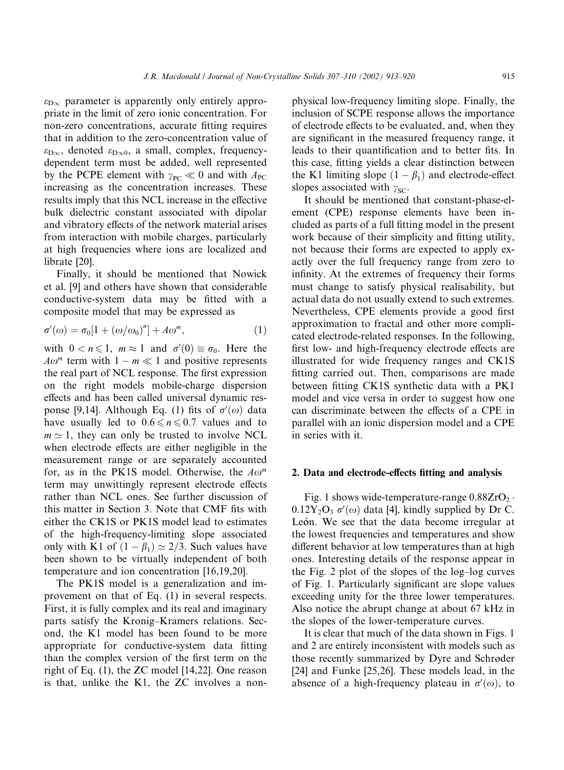$\varepsilon_{D\infty}$ parameter is apparently only entirely appropriate in the limit of zero ionic concentration. For non-zero concentrations, accurate fitting requires that in addition to the zero-concentration value of $\varepsilon_{D\infty}$, denoted $\varepsilon_{D\infty 0}$, a small, complex, frequency-dependent term must be added, well represented by the PCPE element with $\gamma_{PC} \ll 0$ and with $A_{PC}$ increasing as the concentration increases. These results imply that this NCL increase in the effective bulk dielectric constant associated with dipolar and vibratory effects of the network material arises from interaction with mobile charges, particularly at high frequencies where ions are localized and librate [20].

Finally, it should be mentioned that Nowick et al. [9] and others have shown that considerable conductive-system data may be fitted with a composite model that may be expressed as

$$\sigma'(\omega) = \sigma_0[1 + (\omega/\omega_0)^n] + A\omega^m, \tag{1}$$

with $0 < n \leqslant 1$, $m \approx 1$ and $\sigma'(0) \equiv \sigma_0$. Here the $A\omega^m$ term with $1 - m \ll 1$ and positive represents the real part of NCL response. The first expression on the right models mobile-charge dispersion effects and has been called universal dynamic response [9,14]. Although Eq. (1) fits of $\sigma'(\omega)$ data have usually led to $0.6 \leqslant n \leqslant 0.7$ values and to $m \simeq 1$, they can only be trusted to involve NCL when electrode effects are either negligible in the measurement range or are separately accounted for, as in the PK1S model. Otherwise, the $A\omega^m$ term may unwittingly represent electrode effects rather than NCL ones. See further discussion of this matter in Section 3. Note that CMF fits with either the CK1S or PK1S model lead to estimates of the high-frequency-limiting slope associated only with K1 of $(1 - \beta_1) \simeq 2/3$. Such values have been shown to be virtually independent of both temperature and ion concentration [16,19,20].

The PK1S model is a generalization and improvement on that of Eq. (1) in several respects. First, it is fully complex and its real and imaginary parts satisfy the Kronig–Kramers relations. Second, the K1 model has been found to be more appropriate for conductive-system data fitting than the complex version of the first term on the right of Eq. (1), the ZC model [14,22]. One reason is that, unlike the K1, the ZC involves a non-physical low-frequency limiting slope. Finally, the inclusion of SCPE response allows the importance of electrode effects to be evaluated, and, when they are significant in the measured frequency range, it leads to their quantification and to better fits. In this case, fitting yields a clear distinction between the K1 limiting slope $(1 - \beta_1)$ and electrode-effect slopes associated with $\gamma_{SC}$.

It should be mentioned that constant-phase-element (CPE) response elements have been included as parts of a full fitting model in the present work because of their simplicity and fitting utility, not because their forms are expected to apply exactly over the full frequency range from zero to infinity. At the extremes of frequency their forms must change to satisfy physical realisability, but actual data do not usually extend to such extremes. Nevertheless, CPE elements provide a good first approximation to fractal and other more complicated electrode-related responses. In the following, first low- and high-frequency electrode effects are illustrated for wide frequency ranges and CK1S fitting carried out. Then, comparisons are made between fitting CK1S synthetic data with a PK1 model and vice versa in order to suggest how one can discriminate between the effects of a CPE in parallel with an ionic dispersion model and a CPE in series with it.

## 2. Data and electrode-effects fitting and analysis

Fig. 1 shows wide-temperature-range $0.88ZrO_2 \cdot 0.12Y_2O_3$ $\sigma'(\omega)$ data [4], kindly supplied by Dr C. León. We see that the data become irregular at the lowest frequencies and temperatures and show different behavior at low temperatures than at high ones. Interesting details of the response appear in the Fig. 2 plot of the slopes of the log–log curves of Fig. 1. Particularly significant are slope values exceeding unity for the three lower temperatures. Also notice the abrupt change at about 67 kHz in the slopes of the lower-temperature curves.

It is clear that much of the data shown in Figs. 1 and 2 are entirely inconsistent with models such as those recently summarized by Dyre and Schrøder [24] and Funke [25,26]. These models lead, in the absence of a high-frequency plateau in $\sigma'(\omega)$, to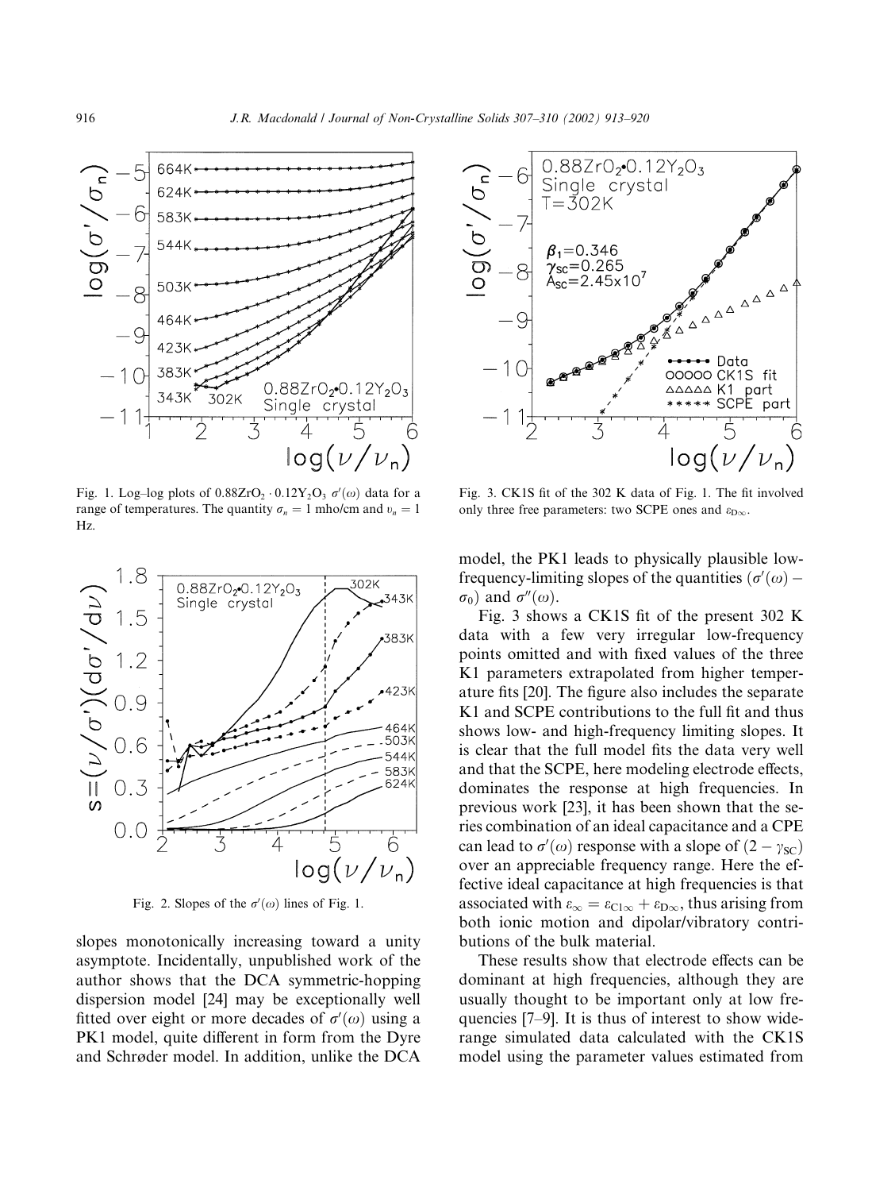Fig. 1. Log–log plots of $0.88ZrO_2 \cdot 0.12Y_2O_3$ $\sigma'(\omega)$ data for a range of temperatures. The quantity $\sigma_n = 1$ mho/cm and $\upsilon_n = 1$ Hz.

Fig. 2. Slopes of the $\sigma'(\omega)$ lines of Fig. 1.

slopes monotonically increasing toward a unity asymptote. Incidentally, unpublished work of the author shows that the DCA symmetric-hopping dispersion model [24] may be exceptionally well fitted over eight or more decades of $\sigma'(\omega)$ using a PK1 model, quite different in form from the Dyre and Schrøder model. In addition, unlike the DCA model, the PK1 leads to physically plausible low-frequency-limiting slopes of the quantities $(\sigma'(\omega) - \sigma_0)$ and $\sigma''(\omega)$.

Fig. 3. CK1S fit of the 302 K data of Fig. 1. The fit involved only three free parameters: two SCPE ones and $\varepsilon_{D\infty}$.

Fig. 3 shows a CK1S fit of the present 302 K data with a few very irregular low-frequency points omitted and with fixed values of the three K1 parameters extrapolated from higher temperature fits [20]. The figure also includes the separate K1 and SCPE contributions to the full fit and thus shows low- and high-frequency limiting slopes. It is clear that the full model fits the data very well and that the SCPE, here modeling electrode effects, dominates the response at high frequencies. In previous work [23], it has been shown that the series combination of an ideal capacitance and a CPE can lead to $\sigma'(\omega)$ response with a slope of $(2 - \gamma_{SC})$ over an appreciable frequency range. Here the effective ideal capacitance at high frequencies is that associated with $\varepsilon_\infty = \varepsilon_{C1\infty} + \varepsilon_{D\infty}$, thus arising from both ionic motion and dipolar/vibratory contributions of the bulk material.

These results show that electrode effects can be dominant at high frequencies, although they are usually thought to be important only at low frequencies [7–9]. It is thus of interest to show wide-range simulated data calculated with the CK1S model using the parameter values estimated from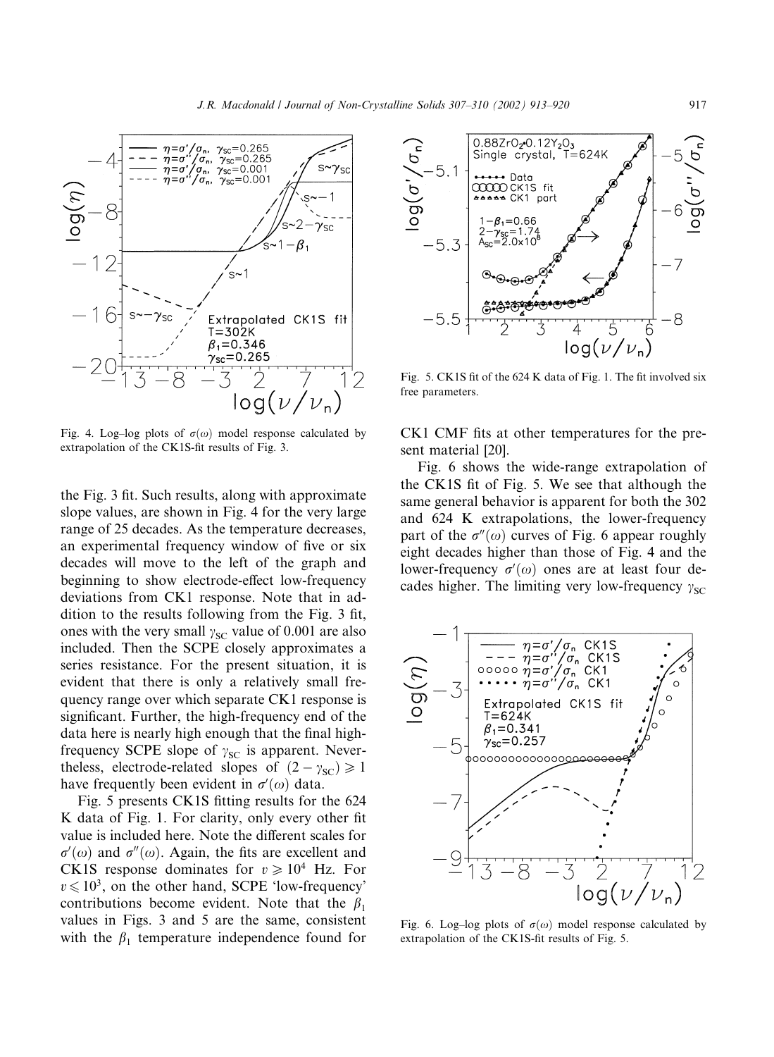Fig. 4. Log–log plots of $\sigma(\omega)$ model response calculated by extrapolation of the CK1S-fit results of Fig. 3.

the Fig. 3 fit. Such results, along with approximate slope values, are shown in Fig. 4 for the very large range of 25 decades. As the temperature decreases, an experimental frequency window of five or six decades will move to the left of the graph and beginning to show electrode-effect low-frequency deviations from CK1 response. Note that in addition to the results following from the Fig. 3 fit, ones with the very small $\gamma_{SC}$ value of 0.001 are also included. Then the SCPE closely approximates a series resistance. For the present situation, it is evident that there is only a relatively small frequency range over which separate CK1 response is significant. Further, the high-frequency end of the data here is nearly high enough that the final high-frequency SCPE slope of $\gamma_{SC}$ is apparent. Nevertheless, electrode-related slopes of $(2 - \gamma_{SC}) \geqslant 1$ have frequently been evident in $\sigma'(\omega)$ data.

Fig. 5 presents CK1S fitting results for the 624 K data of Fig. 1. For clarity, only every other fit value is included here. Note the different scales for $\sigma'(\omega)$ and $\sigma''(\omega)$. Again, the fits are excellent and CK1S response dominates for $v \geqslant 10^4$ Hz. For $v \leqslant 10^3$, on the other hand, SCPE 'low-frequency' contributions become evident. Note that the $\beta_1$ values in Figs. 3 and 5 are the same, consistent with the $\beta_1$ temperature independence found for CK1 CMF fits at other temperatures for the present material [20].

Fig. 5. CK1S fit of the 624 K data of Fig. 1. The fit involved six free parameters.

Fig. 6 shows the wide-range extrapolation of the CK1S fit of Fig. 5. We see that although the same general behavior is apparent for both the 302 and 624 K extrapolations, the lower-frequency part of the $\sigma''(\omega)$ curves of Fig. 6 appear roughly eight decades higher than those of Fig. 4 and the lower-frequency $\sigma'(\omega)$ ones are at least four decades higher. The limiting very low-frequency $\gamma_{SC}$

Fig. 6. Log–log plots of $\sigma(\omega)$ model response calculated by extrapolation of the CK1S-fit results of Fig. 5.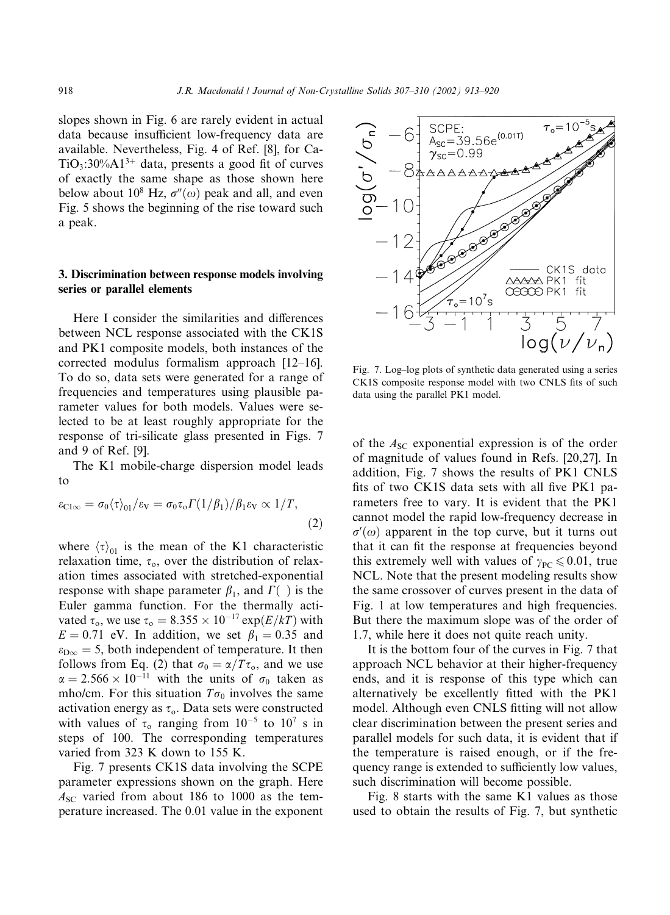slopes shown in Fig. 6 are rarely evident in actual data because insufficient low-frequency data are available. Nevertheless, Fig. 4 of Ref. [8], for $CaTiO_3$:30%$Al^{3+}$ data, presents a good fit of curves of exactly the same shape as those shown here below about $10^8$ Hz, $\sigma''(\omega)$ peak and all, and even Fig. 5 shows the beginning of the rise toward such a peak.

## 3. Discrimination between response models involving series or parallel elements

Here I consider the similarities and differences between NCL response associated with the CK1S and PK1 composite models, both instances of the corrected modulus formalism approach [12–16]. To do so, data sets were generated for a range of frequencies and temperatures using plausible parameter values for both models. Values were selected to be at least roughly appropriate for the response of tri-silicate glass presented in Figs. 7 and 9 of Ref. [9].

The K1 mobile-charge dispersion model leads to

$$\varepsilon_{C1\infty} = \sigma_0 \langle \tau \rangle_{01} / \varepsilon_V = \sigma_0 \tau_o \Gamma(1/\beta_1)/\beta_1 \varepsilon_V \propto 1/T, \tag{2}$$

where $\langle \tau \rangle_{01}$ is the mean of the K1 characteristic relaxation time, $\tau_o$, over the distribution of relaxation times associated with stretched-exponential response with shape parameter $\beta_1$, and $\Gamma(\ )$ is the Euler gamma function. For the thermally activated $\tau_o$, we use $\tau_o = 8.355 \times 10^{-17} \exp(E/kT)$ with $E = 0.71$ eV. In addition, we set $\beta_1 = 0.35$ and $\varepsilon_{D\infty} = 5$, both independent of temperature. It then follows from Eq. (2) that $\sigma_0 = \alpha / T\tau_o$, and we use $\alpha = 2.566 \times 10^{-11}$ with the units of $\sigma_0$ taken as mho/cm. For this situation $T\sigma_0$ involves the same activation energy as $\tau_o$. Data sets were constructed with values of $\tau_o$ ranging from $10^{-5}$ to $10^7$ s in steps of 100. The corresponding temperatures varied from 323 K down to 155 K.

Fig. 7 presents CK1S data involving the SCPE parameter expressions shown on the graph. Here $A_{SC}$ varied from about 186 to 1000 as the temperature increased. The 0.01 value in the exponent of the $A_{SC}$ exponential expression is of the order of magnitude of values found in Refs. [20,27]. In addition, Fig. 7 shows the results of PK1 CNLS fits of two CK1S data sets with all five PK1 parameters free to vary. It is evident that the PK1 cannot model the rapid low-frequency decrease in $\sigma'(\omega)$ apparent in the top curve, but it turns out that it can fit the response at frequencies beyond this extremely well with values of $\gamma_{PC} \leqslant 0.01$, true NCL. Note that the present modeling results show the same crossover of curves present in the data of Fig. 1 at low temperatures and high frequencies. But there the maximum slope was of the order of 1.7, while here it does not quite reach unity.

Fig. 7. Log–log plots of synthetic data generated using a series CK1S composite response model with two CNLS fits of such data using the parallel PK1 model.

It is the bottom four of the curves in Fig. 7 that approach NCL behavior at their higher-frequency ends, and it is response of this type which can alternatively be excellently fitted with the PK1 model. Although even CNLS fitting will not allow clear discrimination between the present series and parallel models for such data, it is evident that if the temperature is raised enough, or if the frequency range is extended to sufficiently low values, such discrimination will become possible.

Fig. 8 starts with the same K1 values as those used to obtain the results of Fig. 7, but synthetic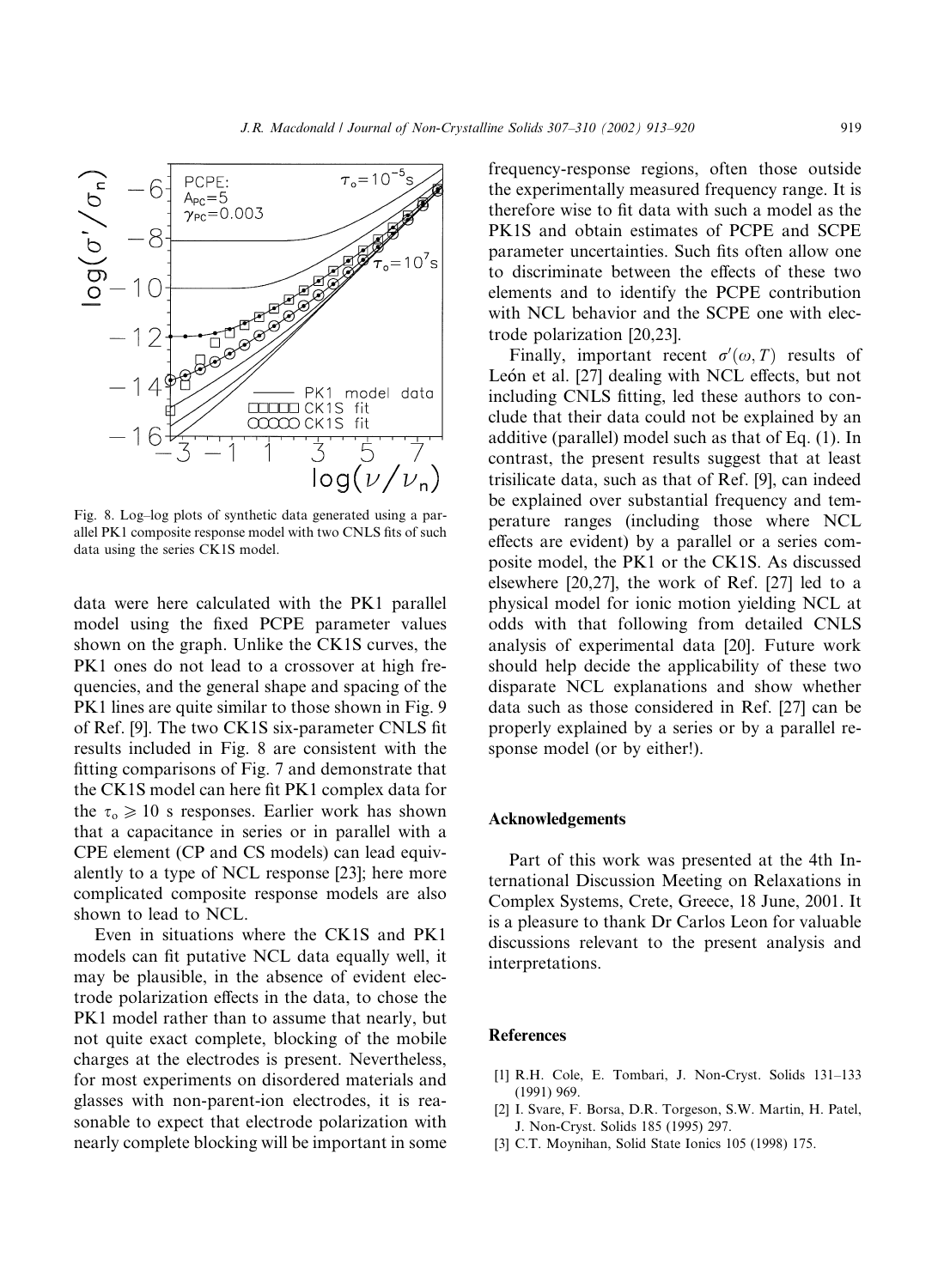Fig. 8. Log–log plots of synthetic data generated using a parallel PK1 composite response model with two CNLS fits of such data using the series CK1S model.

data were here calculated with the PK1 parallel model using the fixed PCPE parameter values shown on the graph. Unlike the CK1S curves, the PK1 ones do not lead to a crossover at high frequencies, and the general shape and spacing of the PK1 lines are quite similar to those shown in Fig. 9 of Ref. [9]. The two CK1S six-parameter CNLS fit results included in Fig. 8 are consistent with the fitting comparisons of Fig. 7 and demonstrate that the CK1S model can here fit PK1 complex data for the $\tau_o \geqslant 10$ s responses. Earlier work has shown that a capacitance in series or in parallel with a CPE element (CP and CS models) can lead equivalently to a type of NCL response [23]; here more complicated composite response models are also shown to lead to NCL.

Even in situations where the CK1S and PK1 models can fit putative NCL data equally well, it may be plausible, in the absence of evident electrode polarization effects in the data, to chose the PK1 model rather than to assume that nearly, but not quite exact complete, blocking of the mobile charges at the electrodes is present. Nevertheless, for most experiments on disordered materials and glasses with non-parent-ion electrodes, it is reasonable to expect that electrode polarization with nearly complete blocking will be important in some frequency-response regions, often those outside the experimentally measured frequency range. It is therefore wise to fit data with such a model as the PK1S and obtain estimates of PCPE and SCPE parameter uncertainties. Such fits often allow one to discriminate between the effects of these two elements and to identify the PCPE contribution with NCL behavior and the SCPE one with electrode polarization [20,23].

Finally, important recent $\sigma'(\omega, T)$ results of León et al. [27] dealing with NCL effects, but not including CNLS fitting, led these authors to conclude that their data could not be explained by an additive (parallel) model such as that of Eq. (1). In contrast, the present results suggest that at least trisilicate data, such as that of Ref. [9], can indeed be explained over substantial frequency and temperature ranges (including those where NCL effects are evident) by a parallel or a series composite model, the PK1 or the CK1S. As discussed elsewhere [20,27], the work of Ref. [27] led to a physical model for ionic motion yielding NCL at odds with that following from detailed CNLS analysis of experimental data [20]. Future work should help decide the applicability of these two disparate NCL explanations and show whether data such as those considered in Ref. [27] can be properly explained by a series or by a parallel response model (or by either!).

## Acknowledgements

Part of this work was presented at the 4th International Discussion Meeting on Relaxations in Complex Systems, Crete, Greece, 18 June, 2001. It is a pleasure to thank Dr Carlos Leon for valuable discussions relevant to the present analysis and interpretations.

## References

[1] R.H. Cole, E. Tombari, J. Non-Cryst. Solids 131–133 (1991) 969.

[2] I. Svare, F. Borsa, D.R. Torgeson, S.W. Martin, H. Patel, J. Non-Cryst. Solids 185 (1995) 297.

[3] C.T. Moynihan, Solid State Ionics 105 (1998) 175.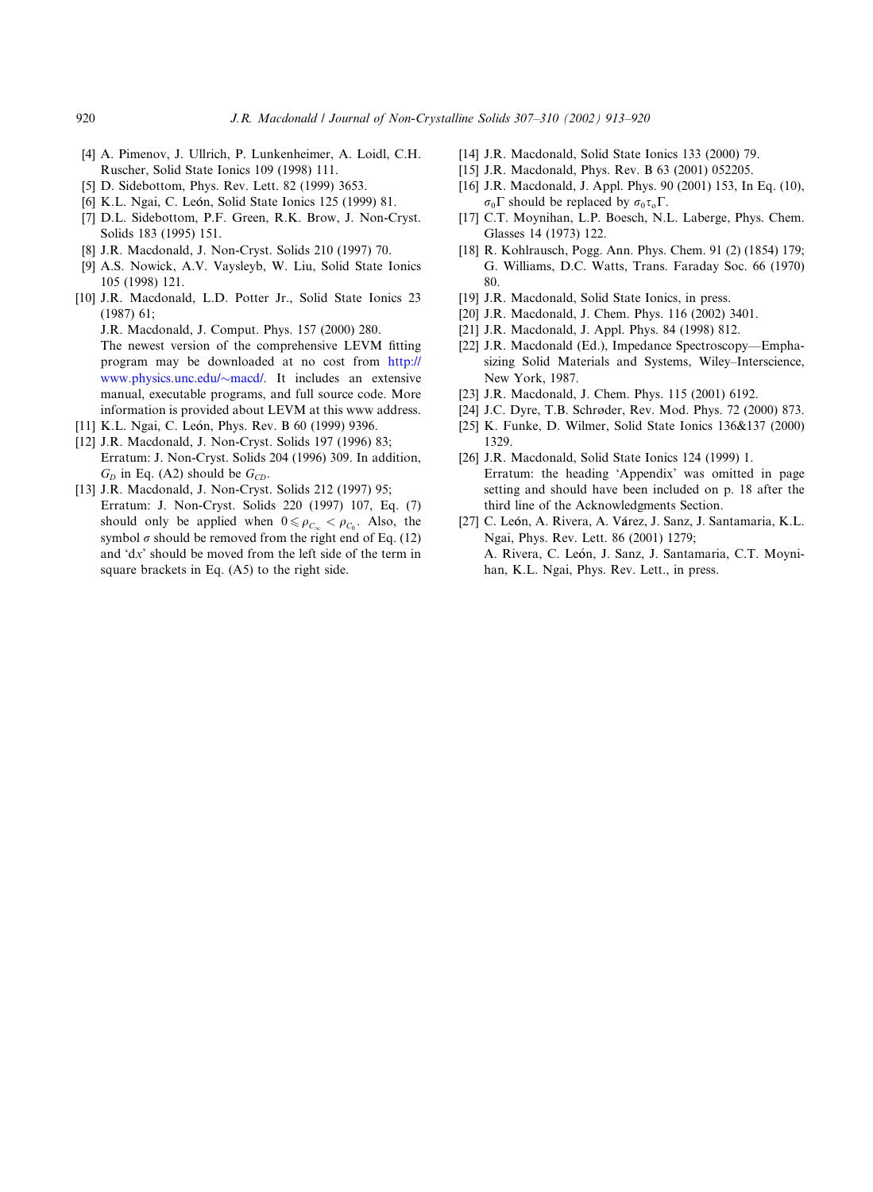[4] A. Pimenov, J. Ullrich, P. Lunkenheimer, A. Loidl, C.H. Ruscher, Solid State Ionics 109 (1998) 111.

[5] D. Sidebottom, Phys. Rev. Lett. 82 (1999) 3653.

[6] K.L. Ngai, C. León, Solid State Ionics 125 (1999) 81.

[7] D.L. Sidebottom, P.F. Green, R.K. Brow, J. Non-Cryst. Solids 183 (1995) 151.

[8] J.R. Macdonald, J. Non-Cryst. Solids 210 (1997) 70.

[9] A.S. Nowick, A.V. Vaysleyb, W. Liu, Solid State Ionics 105 (1998) 121.

[10] J.R. Macdonald, L.D. Potter Jr., Solid State Ionics 23 (1987) 61;
J.R. Macdonald, J. Comput. Phys. 157 (2000) 280.
The newest version of the comprehensive LEVM fitting program may be downloaded at no cost from http://www.physics.unc.edu/~macd/. It includes an extensive manual, executable programs, and full source code. More information is provided about LEVM at this www address.

[11] K.L. Ngai, C. León, Phys. Rev. B 60 (1999) 9396.

[12] J.R. Macdonald, J. Non-Cryst. Solids 197 (1996) 83;
Erratum: J. Non-Cryst. Solids 204 (1996) 309. In addition, $G_D$ in Eq. (A2) should be $G_{CD}$.

[13] J.R. Macdonald, J. Non-Cryst. Solids 212 (1997) 95;
Erratum: J. Non-Cryst. Solids 220 (1997) 107, Eq. (7) should only be applied when $0 \leqslant \rho_{C_\infty} < \rho_{C_0}$. Also, the symbol $\sigma$ should be removed from the right end of Eq. (12) and 'd$x$' should be moved from the left side of the term in square brackets in Eq. (A5) to the right side.

[14] J.R. Macdonald, Solid State Ionics 133 (2000) 79.

[15] J.R. Macdonald, Phys. Rev. B 63 (2001) 052205.

[16] J.R. Macdonald, J. Appl. Phys. 90 (2001) 153, In Eq. (10), $\sigma_0\Gamma$ should be replaced by $\sigma_0\tau_o\Gamma$.

[17] C.T. Moynihan, L.P. Boesch, N.L. Laberge, Phys. Chem. Glasses 14 (1973) 122.

[18] R. Kohlrausch, Pogg. Ann. Phys. Chem. 91 (2) (1854) 179; G. Williams, D.C. Watts, Trans. Faraday Soc. 66 (1970) 80.

[19] J.R. Macdonald, Solid State Ionics, in press.

[20] J.R. Macdonald, J. Chem. Phys. 116 (2002) 3401.

[21] J.R. Macdonald, J. Appl. Phys. 84 (1998) 812.

[22] J.R. Macdonald (Ed.), Impedance Spectroscopy—Emphasizing Solid Materials and Systems, Wiley–Interscience, New York, 1987.

[23] J.R. Macdonald, J. Chem. Phys. 115 (2001) 6192.

[24] J.C. Dyre, T.B. Schrøder, Rev. Mod. Phys. 72 (2000) 873.

[25] K. Funke, D. Wilmer, Solid State Ionics 136&137 (2000) 1329.

[26] J.R. Macdonald, Solid State Ionics 124 (1999) 1.
Erratum: the heading 'Appendix' was omitted in page setting and should have been included on p. 18 after the third line of the Acknowledgments Section.

[27] C. León, A. Rivera, A. Várez, J. Sanz, J. Santamaria, K.L. Ngai, Phys. Rev. Lett. 86 (2001) 1279;
A. Rivera, C. León, J. Sanz, J. Santamaria, C.T. Moynihan, K.L. Ngai, Phys. Rev. Lett., in press.